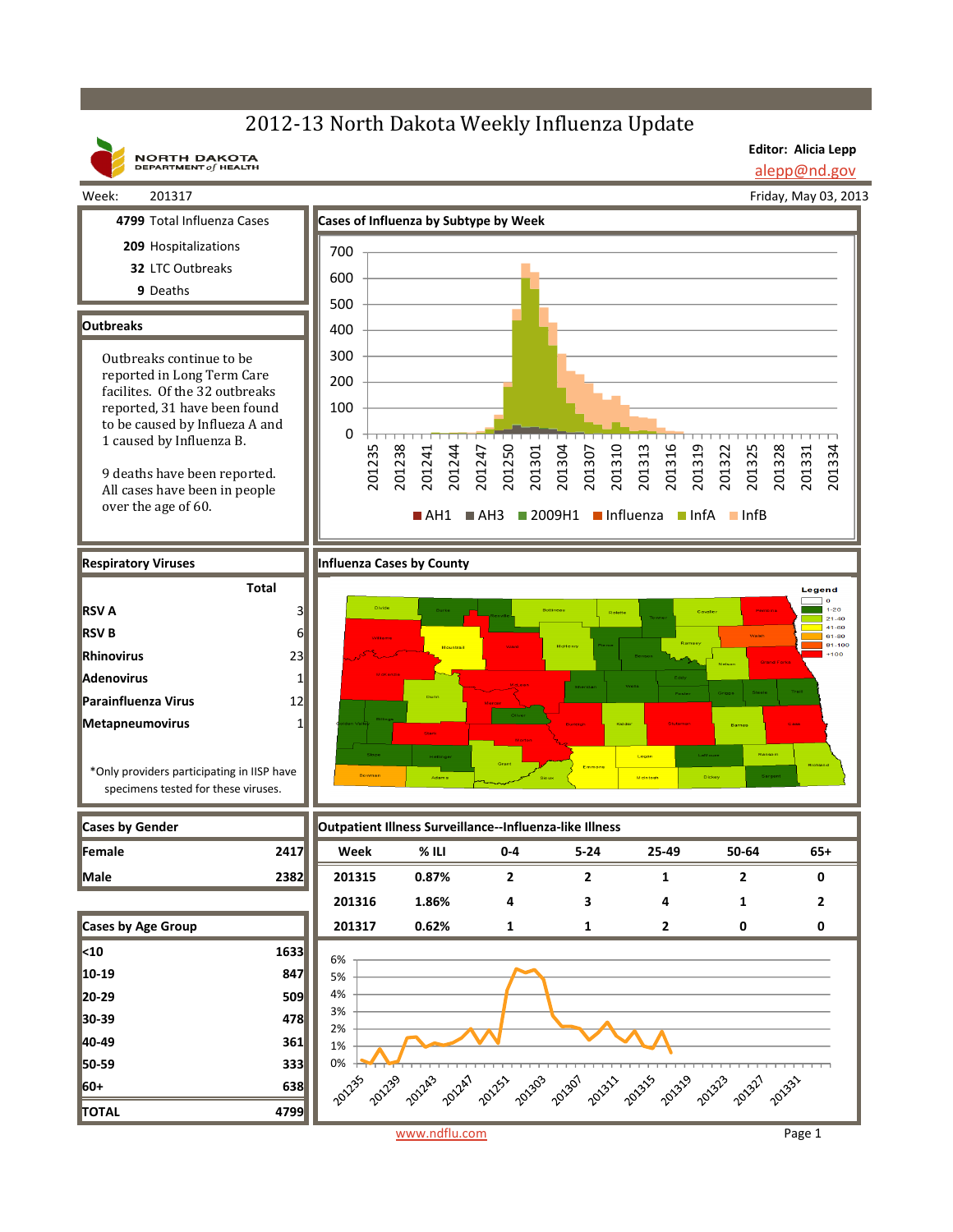# 2012-13 North Dakota Weekly Influenza Update

NORTH DAKOTA DEPARTMENT of HEALTH

**Editor: Alicia Lepp**
alepp@nd.gov

Week: 201317

Friday, May 03, 2013

**4799** Total Influenza Cases

**209** Hospitalizations

**32** LTC Outbreaks

**9** Deaths

## Outbreaks

Outbreaks continue to be reported in Long Term Care facilites. Of the 32 outbreaks reported, 31 have been found to be caused by Influeza A and 1 caused by Influenza B.

9 deaths have been reported. All cases have been in people over the age of 60.

## Cases of Influenza by Subtype by Week

AH1 | AH3 | 2009H1 | Influenza | InfA | InfB

## Respiratory Viruses

| | Total |
|---|---|
| RSV A | 3 |
| RSV B | 6 |
| Rhinovirus | 23 |
| Adenovirus | 1 |
| Parainfluenza Virus | 12 |
| Metapneumovirus | 1 |

*Only providers participating in IISP have specimens tested for these viruses.

## Influenza Cases by County

Legend: 0; 1-20; 21-40; 41-60; 61-80; 81-100; >100

## Cases by Gender

| | |
|---|---|
| Female | 2417 |
| Male | 2382 |

## Cases by Age Group

| | |
|---|---|
| <10 | 1633 |
| 10-19 | 847 |
| 20-29 | 509 |
| 30-39 | 478 |
| 40-49 | 361 |
| 50-59 | 333 |
| 60+ | 638 |
| TOTAL | 4799 |

## Outpatient Illness Surveillance--Influenza-like Illness

| Week | % ILI | 0-4 | 5-24 | 25-49 | 50-64 | 65+ |
|---|---|---|---|---|---|---|
| 201315 | 0.87% | 2 | 2 | 1 | 2 | 0 |
| 201316 | 1.86% | 4 | 3 | 4 | 1 | 2 |
| 201317 | 0.62% | 1 | 1 | 2 | 0 | 0 |

www.ndflu.com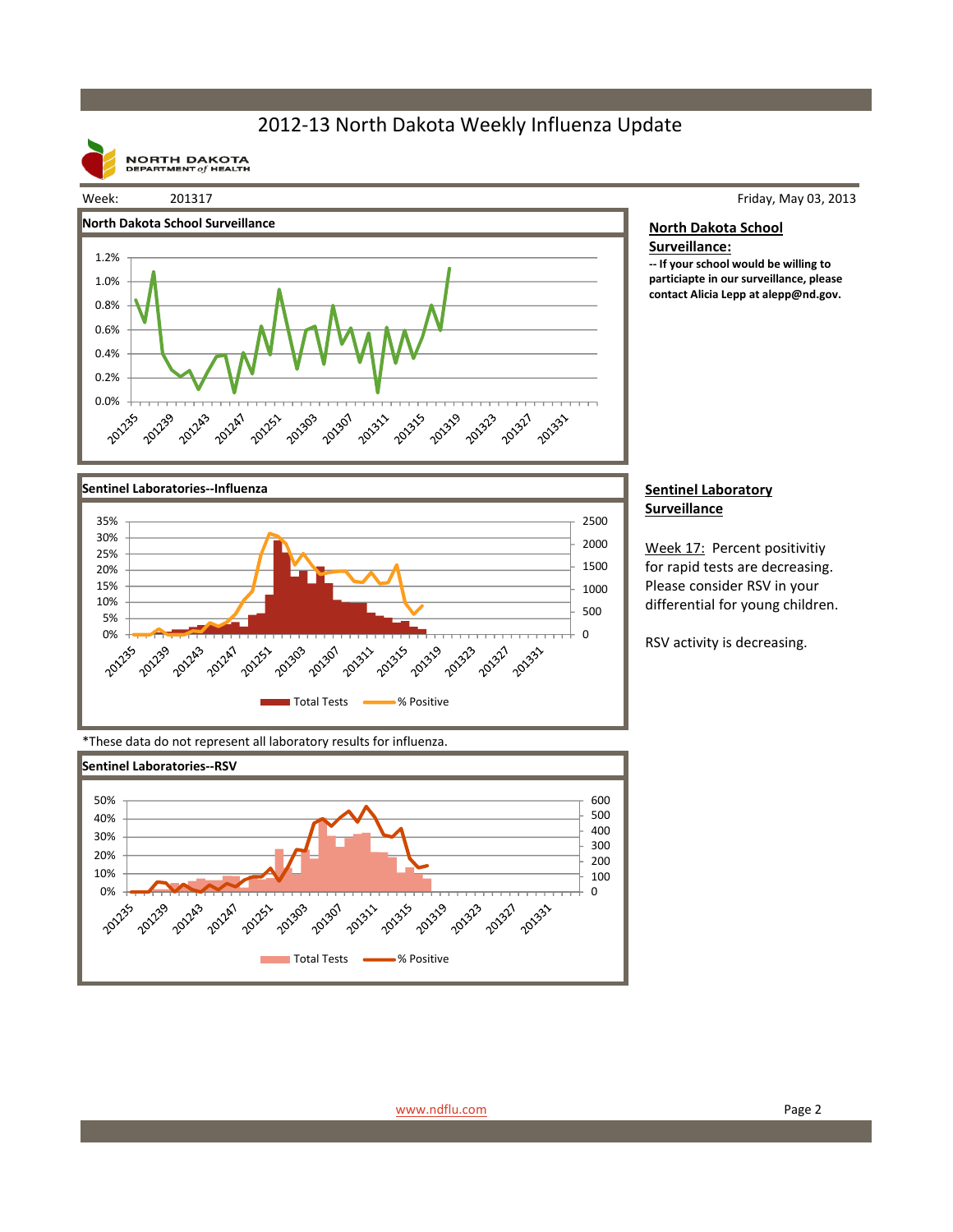# 2012-13 North Dakota Weekly Influenza Update

NORTH DAKOTA DEPARTMENT of HEALTH

Week: 201317

Friday, May 03, 2013

## North Dakota School Surveillance

1.2%
1.0%
0.8%
0.6%
0.4%
0.2%
0.0%

201235 201239 201243 201247 201251 201303 201307 201311 201315 201319 201323 201327 201331

## Sentinel Laboratories--Influenza

35%
30%
25%
20%
15%
10%
5%
0%

2500
2000
1500
1000
500
0

201235 201239 201243 201247 201251 201303 201307 201311 201315 201319 201323 201327 201331

Total Tests
% Positive

*These data do not represent all laboratory results for influenza.

## Sentinel Laboratories--RSV

50%
40%
30%
20%
10%
0%

600
500
400
300
200
100
0

201235 201239 201243 201247 201251 201303 201307 201311 201315 201319 201323 201327 201331

Total Tests
% Positive

## North Dakota School Surveillance:

**-- If your school would be willing to particiapte in our surveillance, please contact Alicia Lepp at alepp@nd.gov.**

## Sentinel Laboratory Surveillance

Week 17: Percent positivitiy for rapid tests are decreasing. Please consider RSV in your differential for young children.

RSV activity is decreasing.

www.ndflu.com